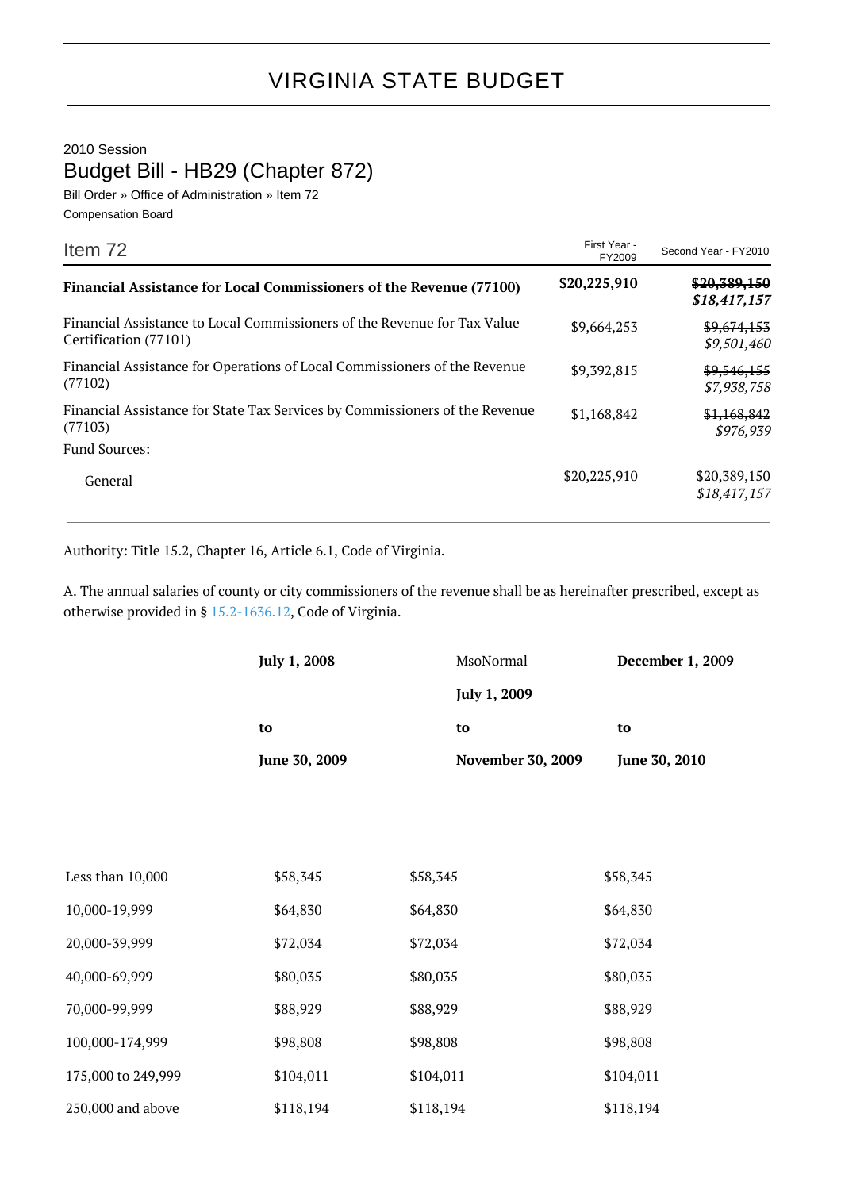# VIRGINIA STATE BUDGET

2010 Session

## Budget Bill - HB29 (Chapter 872)

Bill Order » Office of Administration » Item 72

Compensation Board

| Item 72 | First Year - FY2009 | Second Year - FY2010 |
|---|---|---|
| **Financial Assistance for Local Commissioners of the Revenue (77100)** | **$20,225,910** | **~~$20,389,150~~** ***$18,417,157*** |
| Financial Assistance to Local Commissioners of the Revenue for Tax Value Certification (77101) | $9,664,253 | ~~$9,674,153~~ *$9,501,460* |
| Financial Assistance for Operations of Local Commissioners of the Revenue (77102) | $9,392,815 | ~~$9,546,155~~ *$7,938,758* |
| Financial Assistance for State Tax Services by Commissioners of the Revenue (77103) | $1,168,842 | ~~$1,168,842~~ *$976,939* |
| Fund Sources: | | |
| General | $20,225,910 | ~~$20,389,150~~ *$18,417,157* |

Authority: Title 15.2, Chapter 16, Article 6.1, Code of Virginia.

A. The annual salaries of county or city commissioners of the revenue shall be as hereinafter prescribed, except as otherwise provided in § 15.2-1636.12, Code of Virginia.

| | **July 1, 2008 to June 30, 2009** | MsoNormal **July 1, 2009 to November 30, 2009** | **December 1, 2009 to June 30, 2010** |
|---|---|---|---|
| Less than 10,000 | $58,345 | $58,345 | $58,345 |
| 10,000-19,999 | $64,830 | $64,830 | $64,830 |
| 20,000-39,999 | $72,034 | $72,034 | $72,034 |
| 40,000-69,999 | $80,035 | $80,035 | $80,035 |
| 70,000-99,999 | $88,929 | $88,929 | $88,929 |
| 100,000-174,999 | $98,808 | $98,808 | $98,808 |
| 175,000 to 249,999 | $104,011 | $104,011 | $104,011 |
| 250,000 and above | $118,194 | $118,194 | $118,194 |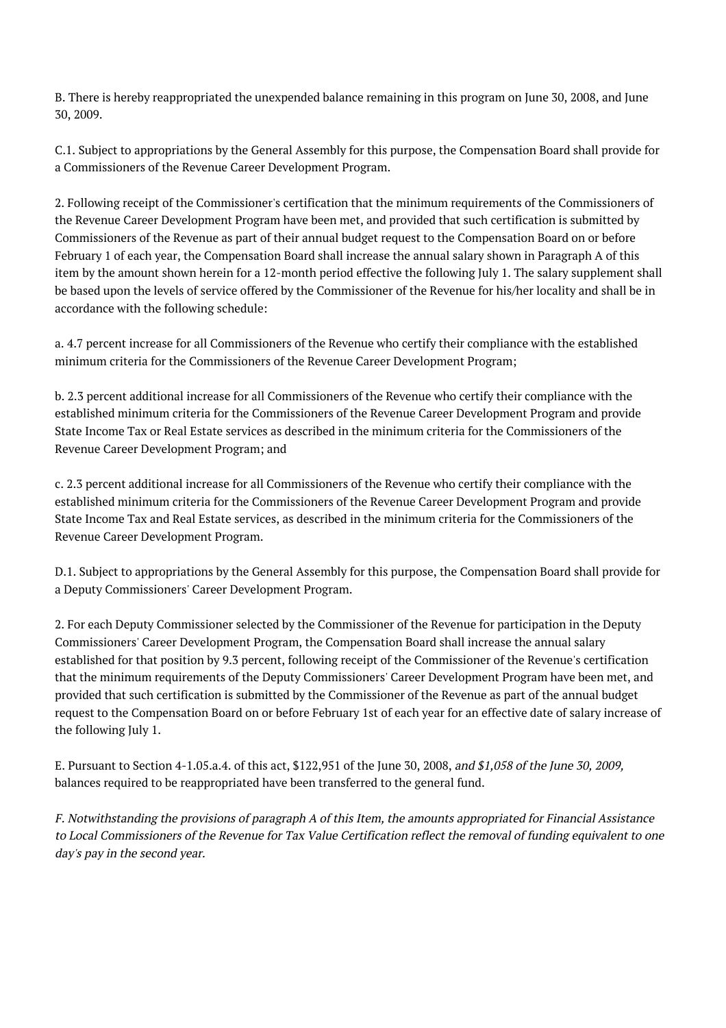B. There is hereby reappropriated the unexpended balance remaining in this program on June 30, 2008, and June 30, 2009.

C.1. Subject to appropriations by the General Assembly for this purpose, the Compensation Board shall provide for a Commissioners of the Revenue Career Development Program.

2. Following receipt of the Commissioner's certification that the minimum requirements of the Commissioners of the Revenue Career Development Program have been met, and provided that such certification is submitted by Commissioners of the Revenue as part of their annual budget request to the Compensation Board on or before February 1 of each year, the Compensation Board shall increase the annual salary shown in Paragraph A of this item by the amount shown herein for a 12-month period effective the following July 1. The salary supplement shall be based upon the levels of service offered by the Commissioner of the Revenue for his/her locality and shall be in accordance with the following schedule:

a. 4.7 percent increase for all Commissioners of the Revenue who certify their compliance with the established minimum criteria for the Commissioners of the Revenue Career Development Program;

b. 2.3 percent additional increase for all Commissioners of the Revenue who certify their compliance with the established minimum criteria for the Commissioners of the Revenue Career Development Program and provide State Income Tax or Real Estate services as described in the minimum criteria for the Commissioners of the Revenue Career Development Program; and

c. 2.3 percent additional increase for all Commissioners of the Revenue who certify their compliance with the established minimum criteria for the Commissioners of the Revenue Career Development Program and provide State Income Tax and Real Estate services, as described in the minimum criteria for the Commissioners of the Revenue Career Development Program.

D.1. Subject to appropriations by the General Assembly for this purpose, the Compensation Board shall provide for a Deputy Commissioners' Career Development Program.

2. For each Deputy Commissioner selected by the Commissioner of the Revenue for participation in the Deputy Commissioners' Career Development Program, the Compensation Board shall increase the annual salary established for that position by 9.3 percent, following receipt of the Commissioner of the Revenue's certification that the minimum requirements of the Deputy Commissioners' Career Development Program have been met, and provided that such certification is submitted by the Commissioner of the Revenue as part of the annual budget request to the Compensation Board on or before February 1st of each year for an effective date of salary increase of the following July 1.

E. Pursuant to Section 4-1.05.a.4. of this act, $122,951 of the June 30, 2008, *and $1,058 of the June 30, 2009,* balances required to be reappropriated have been transferred to the general fund.

*F. Notwithstanding the provisions of paragraph A of this Item, the amounts appropriated for Financial Assistance to Local Commissioners of the Revenue for Tax Value Certification reflect the removal of funding equivalent to one day's pay in the second year.*